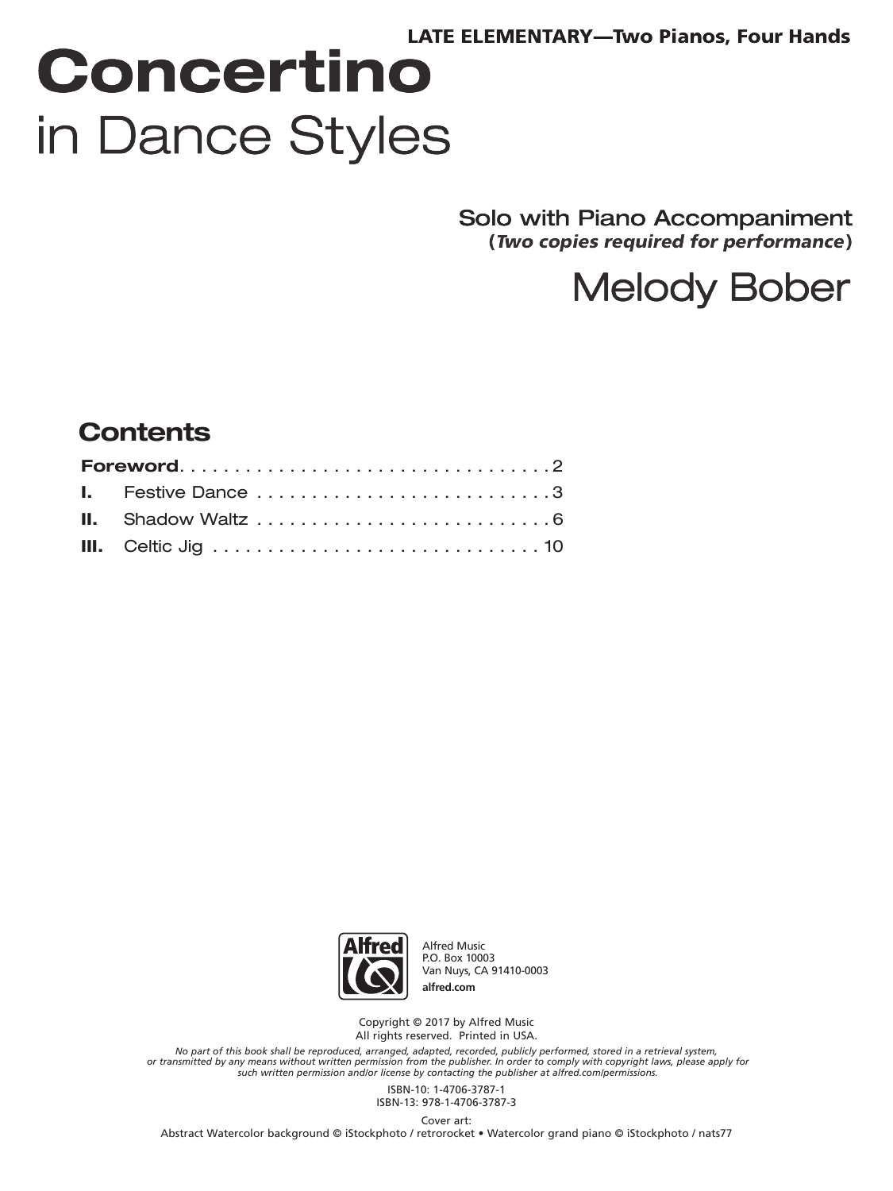**LATE ELEMENTARY—Two Pianos, Four Hands**

# Concertino
## in Dance Styles

Solo with Piano Accompaniment
(*Two copies required for performance*)

Melody Bober

## Contents

**Foreword** . . . . . . . . . . . . . . . . . . . . . . . . . . . . . . . . . 2
**I.** Festive Dance . . . . . . . . . . . . . . . . . . . . . . . . . . . 3
**II.** Shadow Waltz . . . . . . . . . . . . . . . . . . . . . . . . . . 6
**III.** Celtic Jig . . . . . . . . . . . . . . . . . . . . . . . . . . . . . 10

Alfred Music
P.O. Box 10003
Van Nuys, CA 91410-0003
**alfred.com**

Copyright © 2017 by Alfred Music
All rights reserved. Printed in USA.

*No part of this book shall be reproduced, arranged, adapted, recorded, publicly performed, stored in a retrieval system, or transmitted by any means without written permission from the publisher. In order to comply with copyright laws, please apply for such written permission and/or license by contacting the publisher at alfred.com/permissions.*

ISBN-10: 1-4706-3787-1
ISBN-13: 978-1-4706-3787-3

Cover art:
Abstract Watercolor background © iStockphoto / retrorocket • Watercolor grand piano © iStockphoto / nats77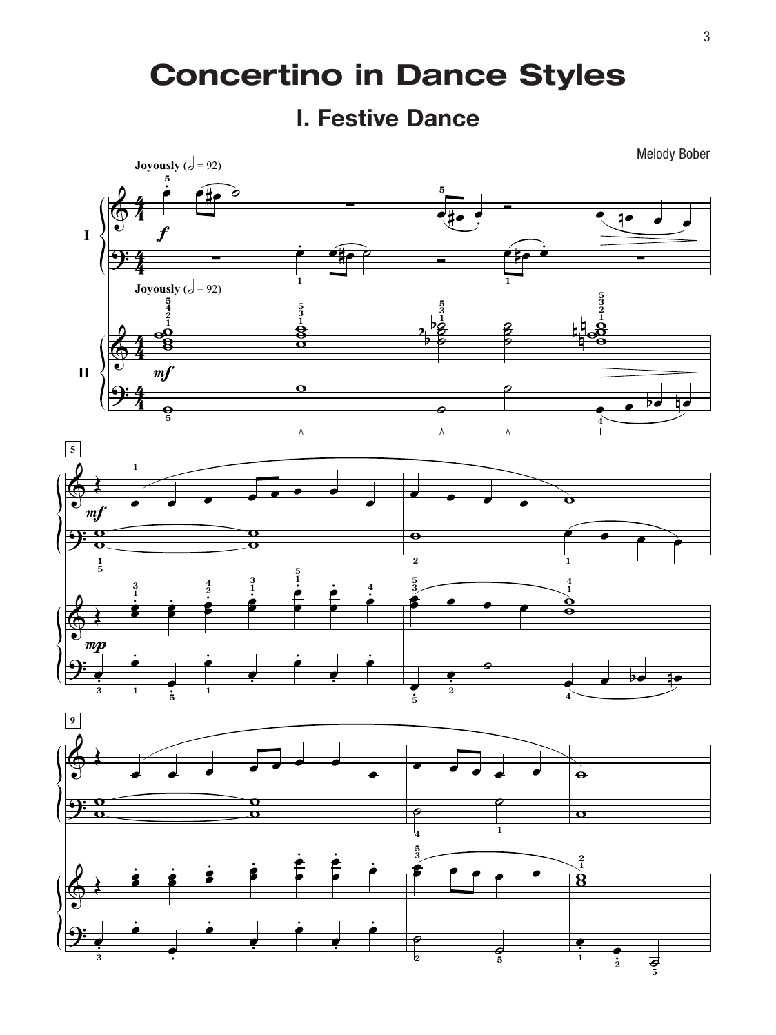# Concertino in Dance Styles

## I. Festive Dance

Melody Bober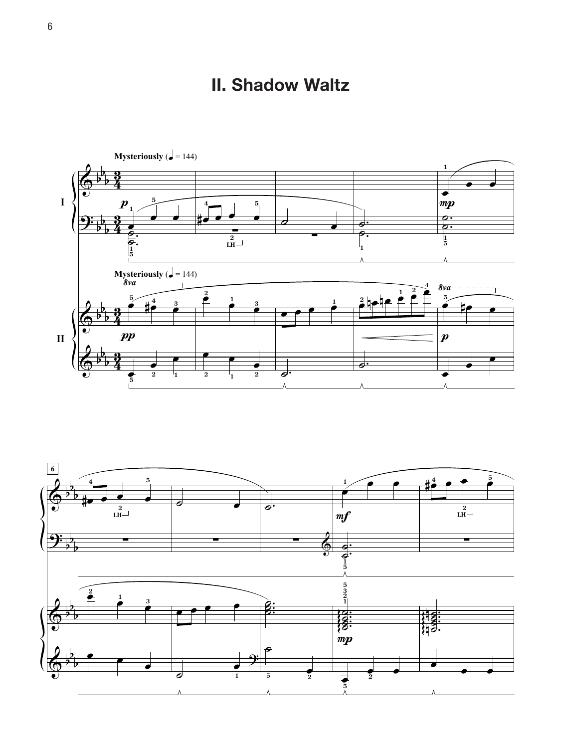# II. Shadow Waltz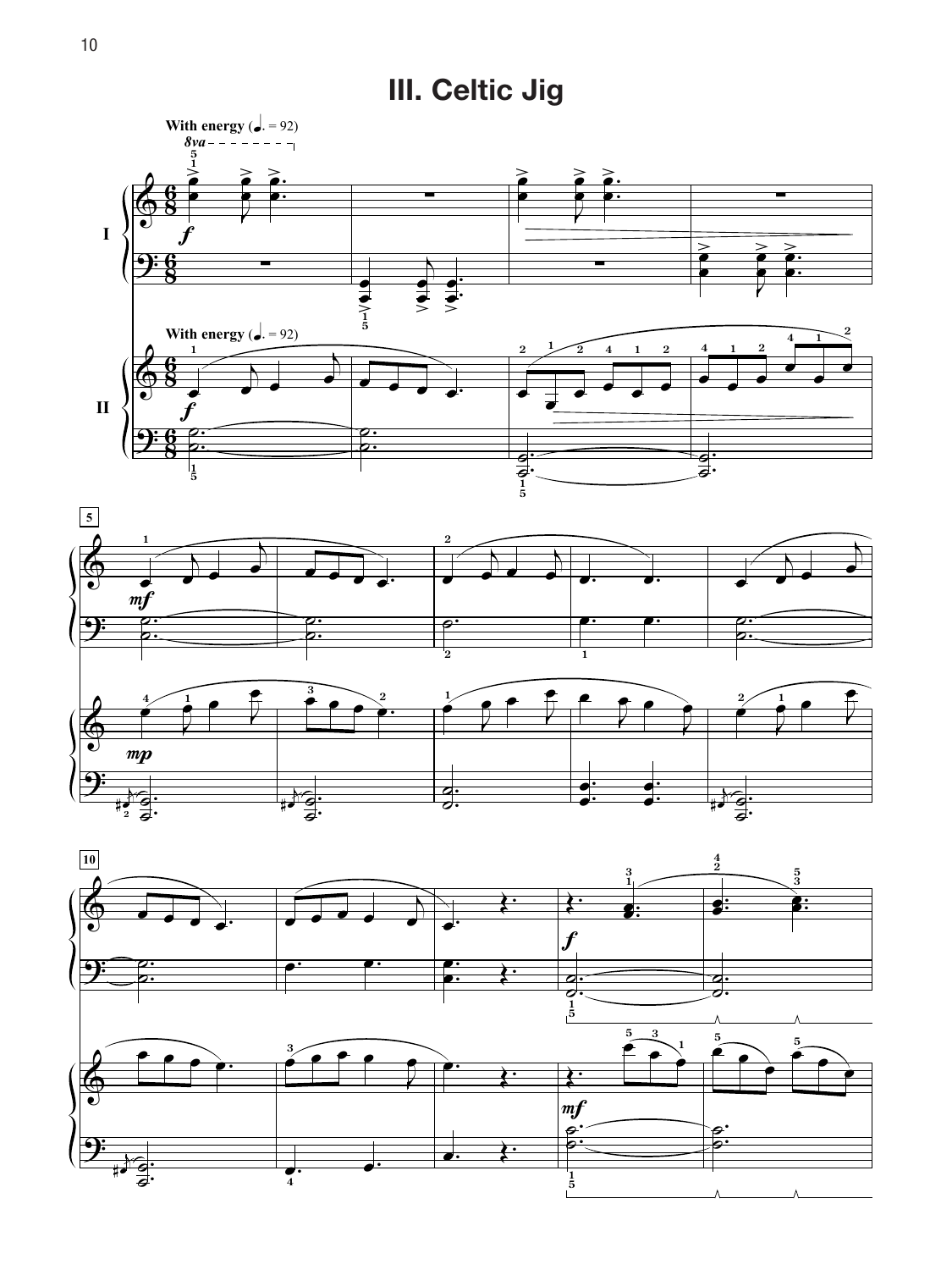# III. Celtic Jig